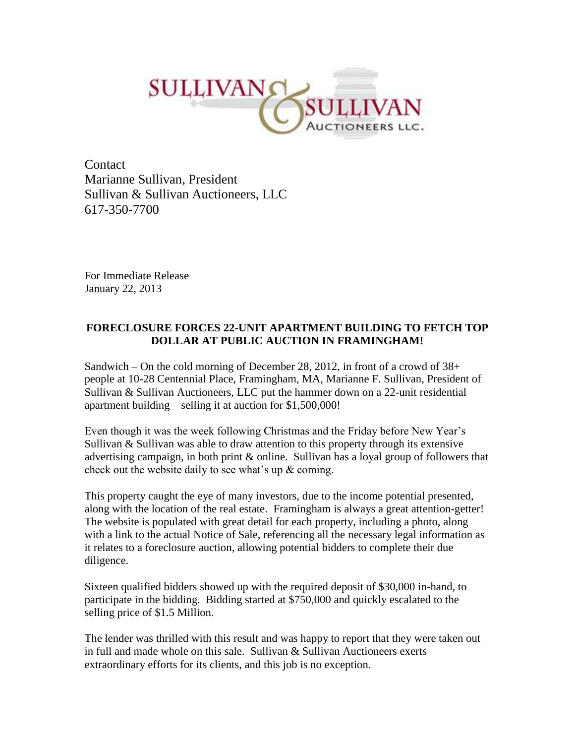SULLIVAN & SULLIVAN AUCTIONEERS LLC.

Contact
Marianne Sullivan, President
Sullivan & Sullivan Auctioneers, LLC
617-350-7700

For Immediate Release
January 22, 2013

**FORECLOSURE FORCES 22-UNIT APARTMENT BUILDING TO FETCH TOP DOLLAR AT PUBLIC AUCTION IN FRAMINGHAM!**

Sandwich – On the cold morning of December 28, 2012, in front of a crowd of 38+ people at 10-28 Centennial Place, Framingham, MA, Marianne F. Sullivan, President of Sullivan & Sullivan Auctioneers, LLC put the hammer down on a 22-unit residential apartment building – selling it at auction for $1,500,000!

Even though it was the week following Christmas and the Friday before New Year's Sullivan & Sullivan was able to draw attention to this property through its extensive advertising campaign, in both print & online. Sullivan has a loyal group of followers that check out the website daily to see what's up & coming.

This property caught the eye of many investors, due to the income potential presented, along with the location of the real estate. Framingham is always a great attention-getter! The website is populated with great detail for each property, including a photo, along with a link to the actual Notice of Sale, referencing all the necessary legal information as it relates to a foreclosure auction, allowing potential bidders to complete their due diligence.

Sixteen qualified bidders showed up with the required deposit of $30,000 in-hand, to participate in the bidding. Bidding started at $750,000 and quickly escalated to the selling price of $1.5 Million.

The lender was thrilled with this result and was happy to report that they were taken out in full and made whole on this sale. Sullivan & Sullivan Auctioneers exerts extraordinary efforts for its clients, and this job is no exception.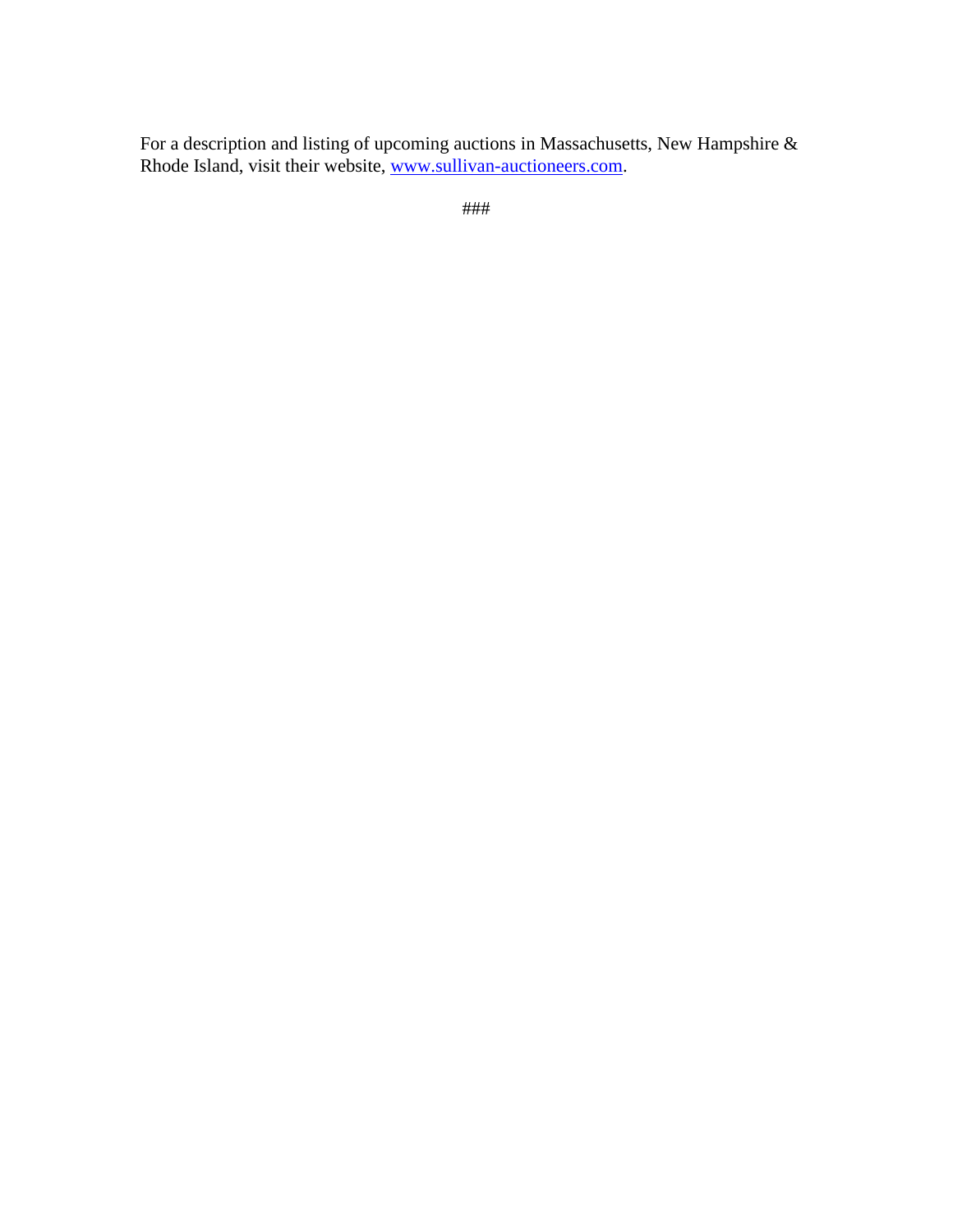For a description and listing of upcoming auctions in Massachusetts, New Hampshire & Rhode Island, visit their website, www.sullivan-auctioneers.com.

###